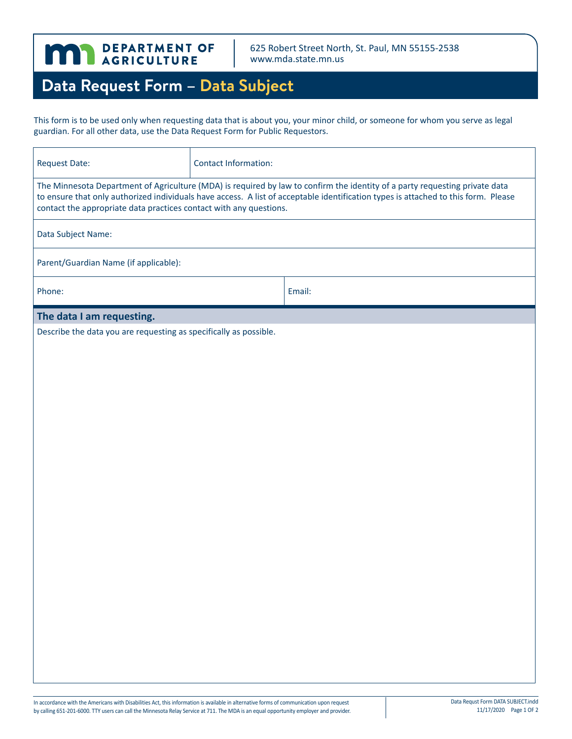DEPARTMENT OF AGRICULTURE

625 Robert Street North, St. Paul, MN 55155-2538
www.mda.state.mn.us

# Data Request Form – Data Subject

This form is to be used only when requesting data that is about you, your minor child, or someone for whom you serve as legal guardian. For all other data, use the Data Request Form for Public Requestors.

| Request Date: | Contact Information: |
|---|---|

The Minnesota Department of Agriculture (MDA) is required by law to confirm the identity of a party requesting private data to ensure that only authorized individuals have access. A list of acceptable identification types is attached to this form. Please contact the appropriate data practices contact with any questions.

Data Subject Name:

Parent/Guardian Name (if applicable):

| Phone: | Email: |
|---|---|

## The data I am requesting.

Describe the data you are requesting as specifically as possible.

In accordance with the Americans with Disabilities Act, this information is available in alternative forms of communication upon request by calling 651-201-6000. TTY users can call the Minnesota Relay Service at 711. The MDA is an equal opportunity employer and provider.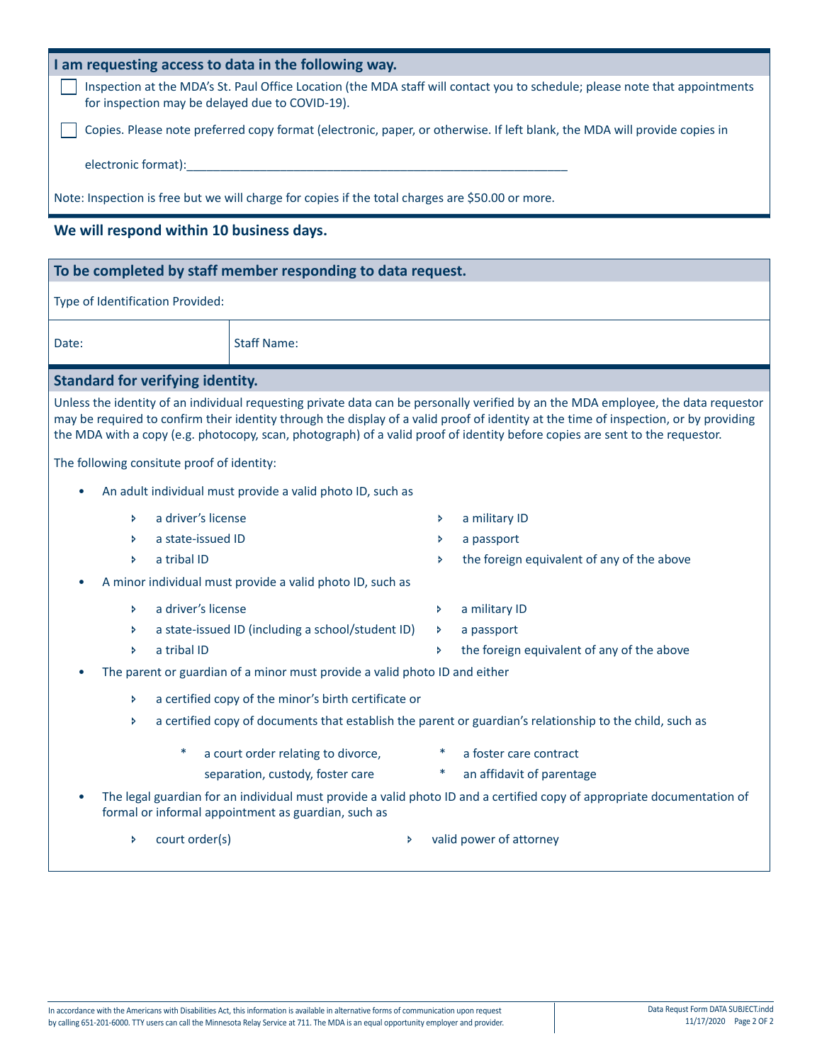## I am requesting access to data in the following way.

- [ ] Inspection at the MDA's St. Paul Office Location (the MDA staff will contact you to schedule; please note that appointments for inspection may be delayed due to COVID-19).
- [ ] Copies. Please note preferred copy format (electronic, paper, or otherwise. If left blank, the MDA will provide copies in electronic format):___________________________________________________________

Note: Inspection is free but we will charge for copies if the total charges are $50.00 or more.

**We will respond within 10 business days.**

## To be completed by staff member responding to data request.

Type of Identification Provided:

| Date: | Staff Name: |
|---|---|

## Standard for verifying identity.

Unless the identity of an individual requesting private data can be personally verified by an the MDA employee, the data requestor may be required to confirm their identity through the display of a valid proof of identity at the time of inspection, or by providing the MDA with a copy (e.g. photocopy, scan, photograph) of a valid proof of identity before copies are sent to the requestor.

The following consitute proof of identity:

- An adult individual must provide a valid photo ID, such as
  - a driver's license
  - a state-issued ID
  - a tribal ID
  - a military ID
  - a passport
  - the foreign equivalent of any of the above
- A minor individual must provide a valid photo ID, such as
  - a driver's license
  - a state-issued ID (including a school/student ID)
  - a tribal ID
  - a military ID
  - a passport
  - the foreign equivalent of any of the above
- The parent or guardian of a minor must provide a valid photo ID and either
  - a certified copy of the minor's birth certificate or
  - a certified copy of documents that establish the parent or guardian's relationship to the child, such as
    - a court order relating to divorce, separation, custody, foster care
    - a foster care contract
    - an affidavit of parentage
- The legal guardian for an individual must provide a valid photo ID and a certified copy of appropriate documentation of formal or informal appointment as guardian, such as
  - court order(s)
  - valid power of attorney

In accordance with the Americans with Disabilities Act, this information is available in alternative forms of communication upon request by calling 651-201-6000. TTY users can call the Minnesota Relay Service at 711. The MDA is an equal opportunity employer and provider.